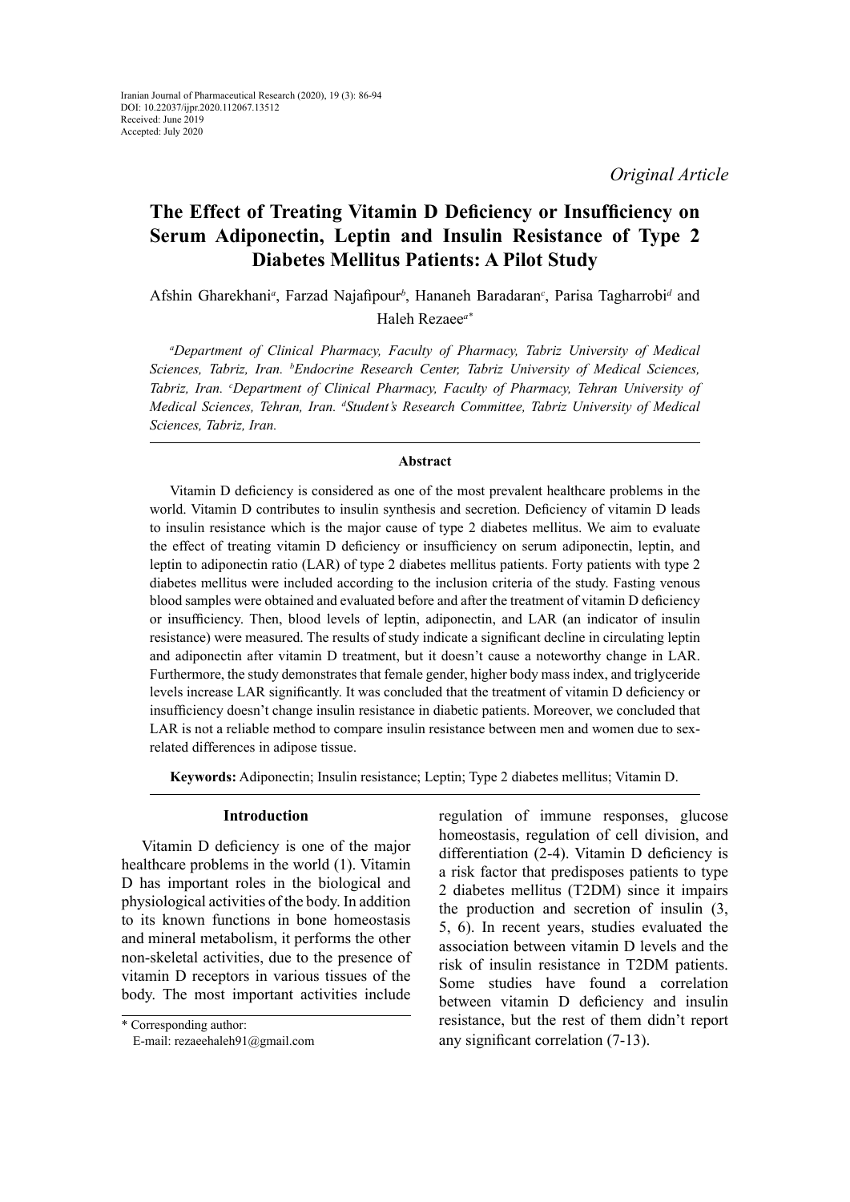Iranian Journal of Pharmaceutical Research (2020), 19 (3): 86-94
DOI: 10.22037/ijpr.2020.112067.13512
Received: June 2019
Accepted: July 2020

*Original Article*

# The Effect of Treating Vitamin D Deficiency or Insufficiency on Serum Adiponectin, Leptin and Insulin Resistance of Type 2 Diabetes Mellitus Patients: A Pilot Study

Afshin Gharekhani[a], Farzad Najafipour[b], Hananeh Baradaran[c], Parisa Tagharrobi[d] and Haleh Rezaee[a*]

[a]*Department of Clinical Pharmacy, Faculty of Pharmacy, Tabriz University of Medical Sciences, Tabriz, Iran.* [b]*Endocrine Research Center, Tabriz University of Medical Sciences, Tabriz, Iran.* [c]*Department of Clinical Pharmacy, Faculty of Pharmacy, Tehran University of Medical Sciences, Tehran, Iran.* [d]*Student's Research Committee, Tabriz University of Medical Sciences, Tabriz, Iran.*

### Abstract

Vitamin D deficiency is considered as one of the most prevalent healthcare problems in the world. Vitamin D contributes to insulin synthesis and secretion. Deficiency of vitamin D leads to insulin resistance which is the major cause of type 2 diabetes mellitus. We aim to evaluate the effect of treating vitamin D deficiency or insufficiency on serum adiponectin, leptin, and leptin to adiponectin ratio (LAR) of type 2 diabetes mellitus patients. Forty patients with type 2 diabetes mellitus were included according to the inclusion criteria of the study. Fasting venous blood samples were obtained and evaluated before and after the treatment of vitamin D deficiency or insufficiency. Then, blood levels of leptin, adiponectin, and LAR (an indicator of insulin resistance) were measured. The results of study indicate a significant decline in circulating leptin and adiponectin after vitamin D treatment, but it doesn't cause a noteworthy change in LAR. Furthermore, the study demonstrates that female gender, higher body mass index, and triglyceride levels increase LAR significantly. It was concluded that the treatment of vitamin D deficiency or insufficiency doesn't change insulin resistance in diabetic patients. Moreover, we concluded that LAR is not a reliable method to compare insulin resistance between men and women due to sex-related differences in adipose tissue.

**Keywords:** Adiponectin; Insulin resistance; Leptin; Type 2 diabetes mellitus; Vitamin D.

## Introduction

Vitamin D deficiency is one of the major healthcare problems in the world (1). Vitamin D has important roles in the biological and physiological activities of the body. In addition to its known functions in bone homeostasis and mineral metabolism, it performs the other non-skeletal activities, due to the presence of vitamin D receptors in various tissues of the body. The most important activities include regulation of immune responses, glucose homeostasis, regulation of cell division, and differentiation (2-4). Vitamin D deficiency is a risk factor that predisposes patients to type 2 diabetes mellitus (T2DM) since it impairs the production and secretion of insulin (3, 5, 6). In recent years, studies evaluated the association between vitamin D levels and the risk of insulin resistance in T2DM patients. Some studies have found a correlation between vitamin D deficiency and insulin resistance, but the rest of them didn't report any significant correlation (7-13).

\* Corresponding author:
E-mail: rezaeehaleh91@gmail.com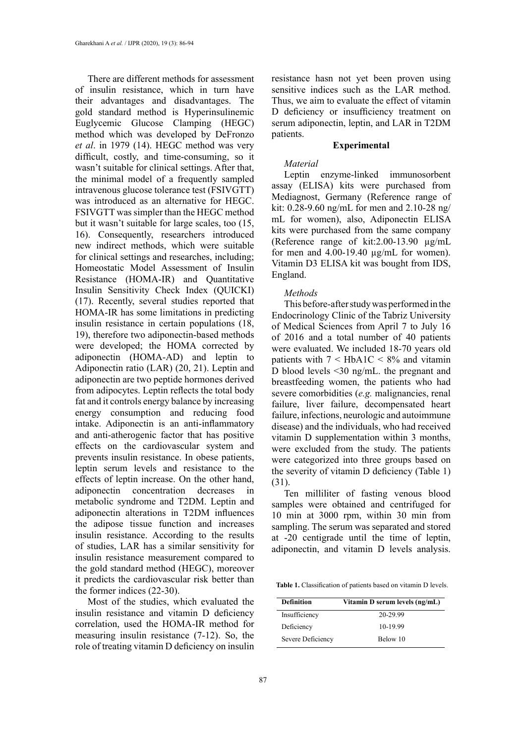There are different methods for assessment of insulin resistance, which in turn have their advantages and disadvantages. The gold standard method is Hyperinsulinemic Euglycemic Glucose Clamping (HEGC) method which was developed by DeFronzo *et al*. in 1979 (14). HEGC method was very difficult, costly, and time-consuming, so it wasn't suitable for clinical settings. After that, the minimal model of a frequently sampled intravenous glucose tolerance test (FSIVGTT) was introduced as an alternative for HEGC. FSIVGTT was simpler than the HEGC method but it wasn't suitable for large scales, too (15, 16). Consequently, researchers introduced new indirect methods, which were suitable for clinical settings and researches, including; Homeostatic Model Assessment of Insulin Resistance (HOMA-IR) and Quantitative Insulin Sensitivity Check Index (QUICKI) (17). Recently, several studies reported that HOMA-IR has some limitations in predicting insulin resistance in certain populations (18, 19), therefore two adiponectin-based methods were developed; the HOMA corrected by adiponectin (HOMA-AD) and leptin to Adiponectin ratio (LAR) (20, 21). Leptin and adiponectin are two peptide hormones derived from adipocytes. Leptin reflects the total body fat and it controls energy balance by increasing energy consumption and reducing food intake. Adiponectin is an anti-inflammatory and anti-atherogenic factor that has positive effects on the cardiovascular system and prevents insulin resistance. In obese patients, leptin serum levels and resistance to the effects of leptin increase. On the other hand, adiponectin concentration decreases in metabolic syndrome and T2DM. Leptin and adiponectin alterations in T2DM influences the adipose tissue function and increases insulin resistance. According to the results of studies, LAR has a similar sensitivity for insulin resistance measurement compared to the gold standard method (HEGC), moreover it predicts the cardiovascular risk better than the former indices (22-30).

Most of the studies, which evaluated the insulin resistance and vitamin D deficiency correlation, used the HOMA-IR method for measuring insulin resistance (7-12). So, the role of treating vitamin D deficiency on insulin resistance hasn not yet been proven using sensitive indices such as the LAR method. Thus, we aim to evaluate the effect of vitamin D deficiency or insufficiency treatment on serum adiponectin, leptin, and LAR in T2DM patients.

## Experimental

### *Material*

Leptin enzyme-linked immunosorbent assay (ELISA) kits were purchased from Mediagnost, Germany (Reference range of kit: 0.28-9.60 ng/mL for men and 2.10-28 ng/mL for women), also, Adiponectin ELISA kits were purchased from the same company (Reference range of kit:2.00-13.90 µg/mL for men and 4.00-19.40 µg/mL for women). Vitamin D3 ELISA kit was bought from IDS, England.

### *Methods*

This before-after study was performed in the Endocrinology Clinic of the Tabriz University of Medical Sciences from April 7 to July 16 of 2016 and a total number of 40 patients were evaluated. We included 18-70 years old patients with $7 < HbA1C < 8\%$ and vitamin D blood levels <30 ng/mL. the pregnant and breastfeeding women, the patients who had severe comorbidities (*e.g.* malignancies, renal failure, liver failure, decompensated heart failure, infections, neurologic and autoimmune disease) and the individuals, who had received vitamin D supplementation within 3 months, were excluded from the study. The patients were categorized into three groups based on the severity of vitamin D deficiency (Table 1) (31).

Ten milliliter of fasting venous blood samples were obtained and centrifuged for 10 min at 3000 rpm, within 30 min from sampling. The serum was separated and stored at -20 centigrade until the time of leptin, adiponectin, and vitamin D levels analysis.

**Table 1.** Classification of patients based on vitamin D levels.

| Definition | Vitamin D serum levels (ng/mL) |
|---|---|
| Insufficiency | 20-29.99 |
| Deficiency | 10-19.99 |
| Severe Deficiency | Below 10 |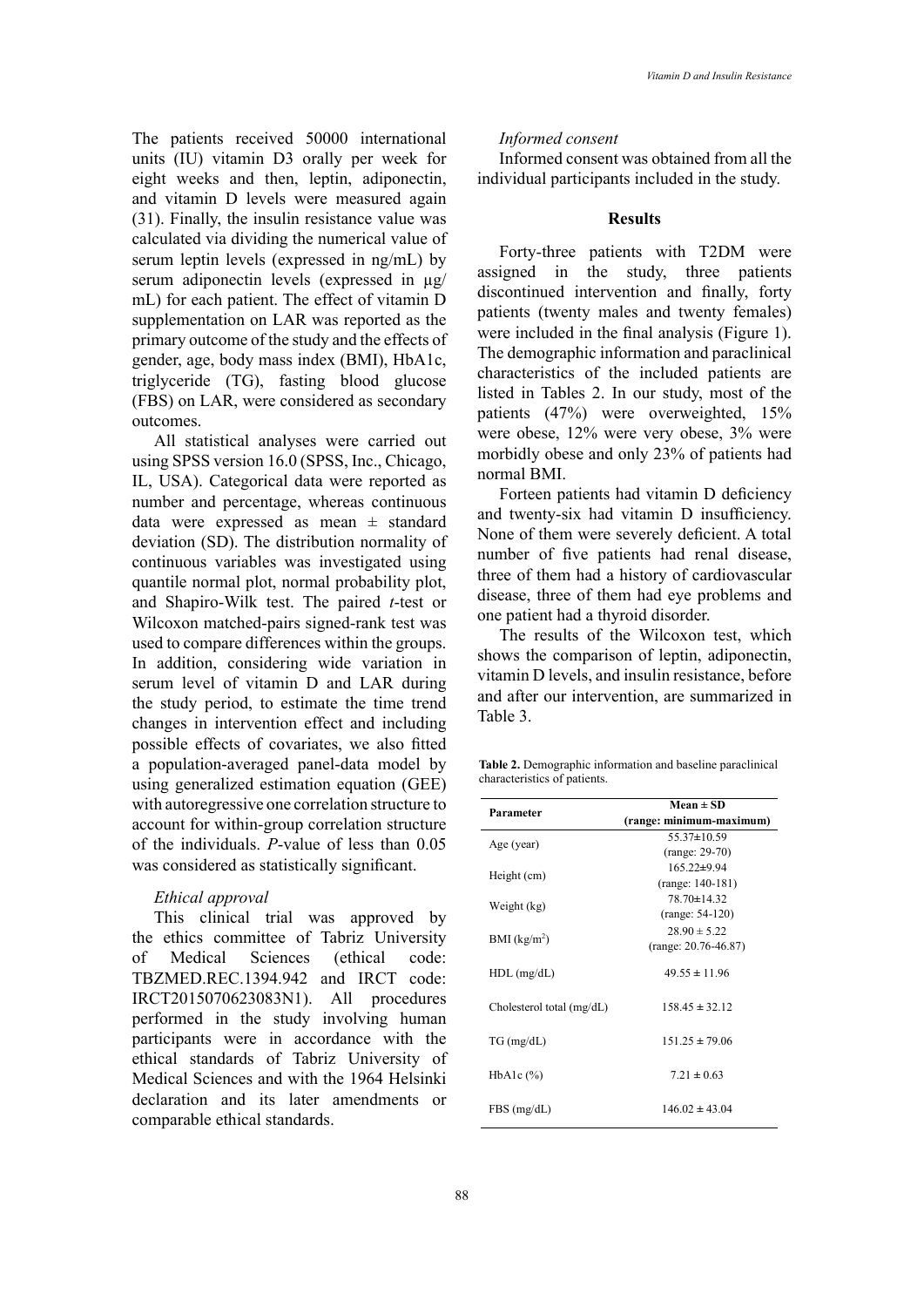The patients received 50000 international units (IU) vitamin D3 orally per week for eight weeks and then, leptin, adiponectin, and vitamin D levels were measured again (31). Finally, the insulin resistance value was calculated via dividing the numerical value of serum leptin levels (expressed in ng/mL) by serum adiponectin levels (expressed in µg/mL) for each patient. The effect of vitamin D supplementation on LAR was reported as the primary outcome of the study and the effects of gender, age, body mass index (BMI), HbA1c, triglyceride (TG), fasting blood glucose (FBS) on LAR, were considered as secondary outcomes.

All statistical analyses were carried out using SPSS version 16.0 (SPSS, Inc., Chicago, IL, USA). Categorical data were reported as number and percentage, whereas continuous data were expressed as mean ± standard deviation (SD). The distribution normality of continuous variables was investigated using quantile normal plot, normal probability plot, and Shapiro-Wilk test. The paired *t*-test or Wilcoxon matched-pairs signed-rank test was used to compare differences within the groups. In addition, considering wide variation in serum level of vitamin D and LAR during the study period, to estimate the time trend changes in intervention effect and including possible effects of covariates, we also fitted a population-averaged panel-data model by using generalized estimation equation (GEE) with autoregressive one correlation structure to account for within-group correlation structure of the individuals. *P*-value of less than 0.05 was considered as statistically significant.

### *Ethical approval*

This clinical trial was approved by the ethics committee of Tabriz University of Medical Sciences (ethical code: TBZMED.REC.1394.942 and IRCT code: IRCT2015070623083N1). All procedures performed in the study involving human participants were in accordance with the ethical standards of Tabriz University of Medical Sciences and with the 1964 Helsinki declaration and its later amendments or comparable ethical standards.

### *Informed consent*

Informed consent was obtained from all the individual participants included in the study.

## Results

Forty-three patients with T2DM were assigned in the study, three patients discontinued intervention and finally, forty patients (twenty males and twenty females) were included in the final analysis (Figure 1). The demographic information and paraclinical characteristics of the included patients are listed in Tables 2. In our study, most of the patients (47%) were overweighted, 15% were obese, 12% were very obese, 3% were morbidly obese and only 23% of patients had normal BMI.

Forteen patients had vitamin D deficiency and twenty-six had vitamin D insufficiency. None of them were severely deficient. A total number of five patients had renal disease, three of them had a history of cardiovascular disease, three of them had eye problems and one patient had a thyroid disorder.

The results of the Wilcoxon test, which shows the comparison of leptin, adiponectin, vitamin D levels, and insulin resistance, before and after our intervention, are summarized in Table 3.

**Table 2.** Demographic information and baseline paraclinical characteristics of patients.

| Parameter | Mean ± SD (range: minimum-maximum) |
|---|---|
| Age (year) | 55.37±10.59 (range: 29-70) |
| Height (cm) | 165.22±9.94 (range: 140-181) |
| Weight (kg) | 78.70±14.32 (range: 54-120) |
| BMI ($kg/m^2$) | 28.90 ± 5.22 (range: 20.76-46.87) |
| HDL (mg/dL) | 49.55 ± 11.96 |
| Cholesterol total (mg/dL) | 158.45 ± 32.12 |
| TG (mg/dL) | 151.25 ± 79.06 |
| HbA1c (%) | 7.21 ± 0.63 |
| FBS (mg/dL) | 146.02 ± 43.04 |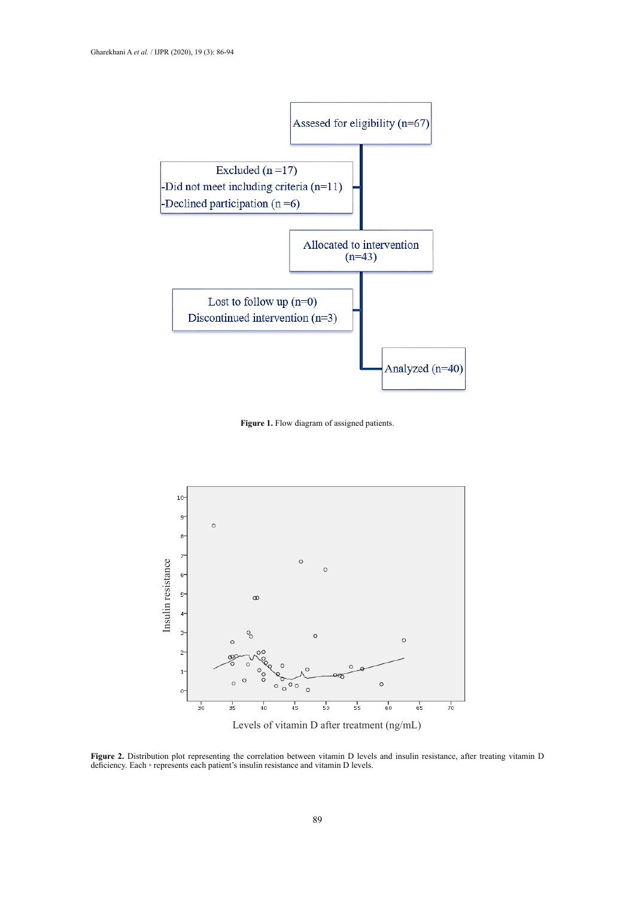**Figure 1.** Flow diagram of assigned patients.

**Figure 2.** Distribution plot representing the correlation between vitamin D levels and insulin resistance, after treating vitamin D deficiency. Each ◦ represents each patient's insulin resistance and vitamin D levels.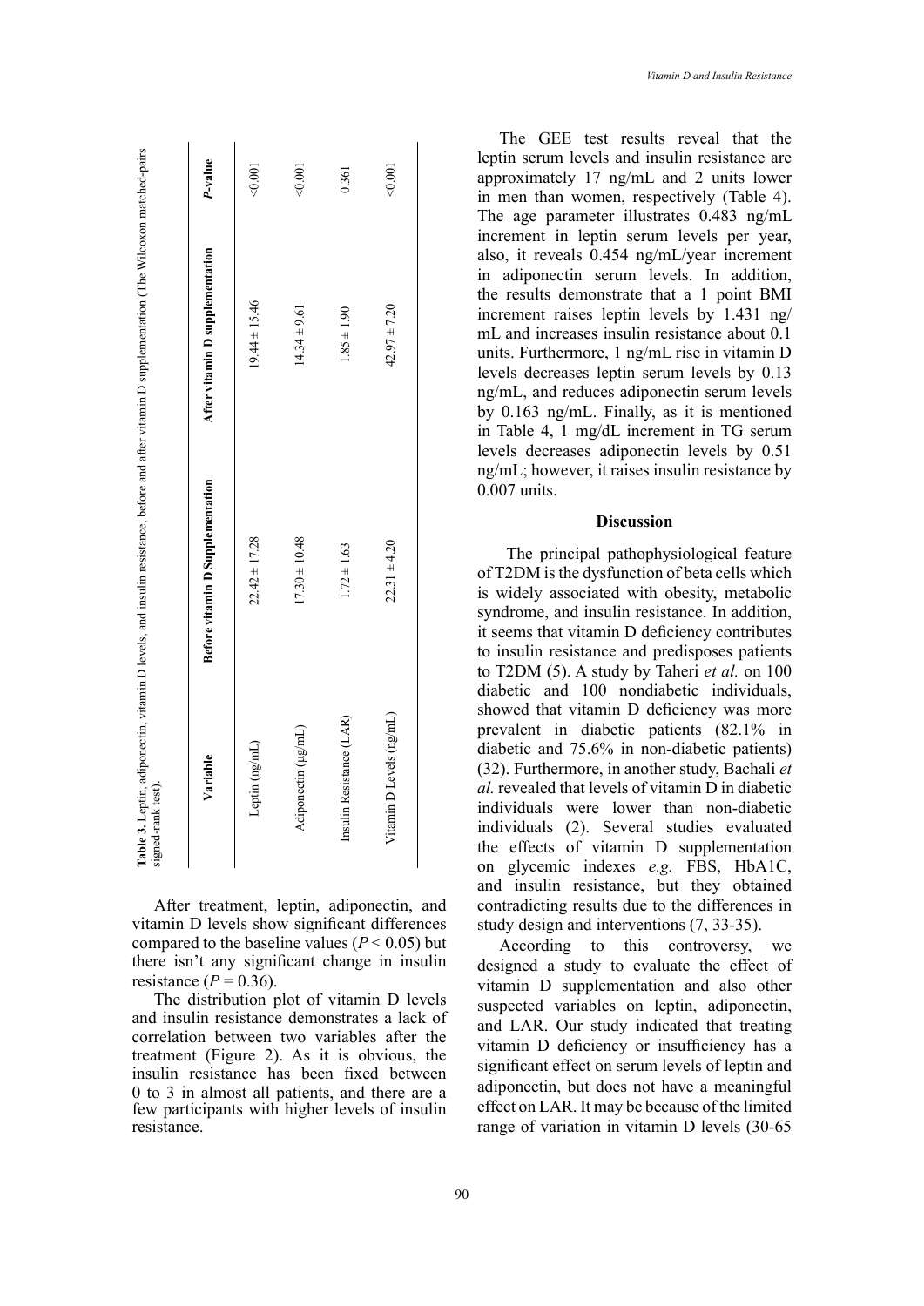**Table 3.** Leptin, adiponectin, vitamin D levels, and insulin resistance, before and after vitamin D supplementation (The Wilcoxon matched-pairs signed-rank test).

| Variable | Before vitamin D Supplementation | After vitamin D supplementation | *P*-value |
|---|---|---|---|
| Leptin (ng/mL) | 22.42 ± 17.28 | 19.44 ± 15.46 | <0.001 |
| Adiponectin (µg/mL) | 17.30 ± 10.48 | 14.34 ± 9.61 | <0.001 |
| Insulin Resistance (LAR) | 1.72 ± 1.63 | 1.85 ± 1.90 | 0.361 |
| Vitamin D Levels (ng/mL) | 22.31 ± 4.20 | 42.97 ± 7.20 | <0.001 |

After treatment, leptin, adiponectin, and vitamin D levels show significant differences compared to the baseline values ($P < 0.05$) but there isn't any significant change in insulin resistance ($P = 0.36$).

The distribution plot of vitamin D levels and insulin resistance demonstrates a lack of correlation between two variables after the treatment (Figure 2). As it is obvious, the insulin resistance has been fixed between 0 to 3 in almost all patients, and there are a few participants with higher levels of insulin resistance.

The GEE test results reveal that the leptin serum levels and insulin resistance are approximately 17 ng/mL and 2 units lower in men than women, respectively (Table 4). The age parameter illustrates 0.483 ng/mL increment in leptin serum levels per year, also, it reveals 0.454 ng/mL/year increment in adiponectin serum levels. In addition, the results demonstrate that a 1 point BMI increment raises leptin levels by 1.431 ng/mL and increases insulin resistance about 0.1 units. Furthermore, 1 ng/mL rise in vitamin D levels decreases leptin serum levels by 0.13 ng/mL, and reduces adiponectin serum levels by 0.163 ng/mL. Finally, as it is mentioned in Table 4, 1 mg/dL increment in TG serum levels decreases adiponectin levels by 0.51 ng/mL; however, it raises insulin resistance by 0.007 units.

## Discussion

The principal pathophysiological feature of T2DM is the dysfunction of beta cells which is widely associated with obesity, metabolic syndrome, and insulin resistance. In addition, it seems that vitamin D deficiency contributes to insulin resistance and predisposes patients to T2DM (5). A study by Taheri *et al.* on 100 diabetic and 100 nondiabetic individuals, showed that vitamin D deficiency was more prevalent in diabetic patients (82.1% in diabetic and 75.6% in non-diabetic patients) (32). Furthermore, in another study, Bachali *et al.* revealed that levels of vitamin D in diabetic individuals were lower than non-diabetic individuals (2). Several studies evaluated the effects of vitamin D supplementation on glycemic indexes *e.g.* FBS, HbA1C, and insulin resistance, but they obtained contradicting results due to the differences in study design and interventions (7, 33-35).

According to this controversy, we designed a study to evaluate the effect of vitamin D supplementation and also other suspected variables on leptin, adiponectin, and LAR. Our study indicated that treating vitamin D deficiency or insufficiency has a significant effect on serum levels of leptin and adiponectin, but does not have a meaningful effect on LAR. It may be because of the limited range of variation in vitamin D levels (30-65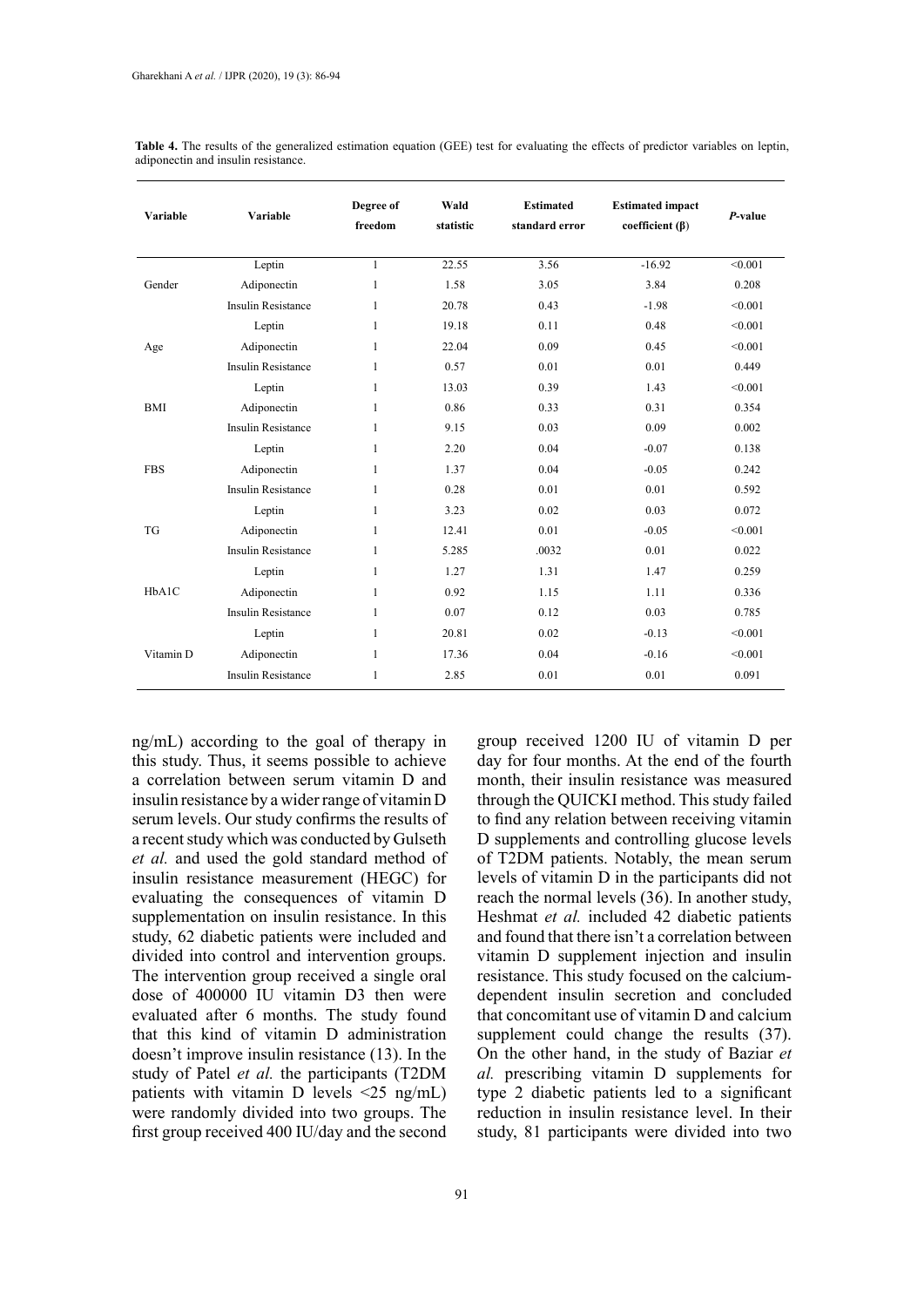**Table 4.** The results of the generalized estimation equation (GEE) test for evaluating the effects of predictor variables on leptin, adiponectin and insulin resistance.

| Variable | Variable | Degree of freedom | Wald statistic | Estimated standard error | Estimated impact coefficient (β) | *P*-value |
|---|---|---|---|---|---|---|
| Gender | Leptin | 1 | 22.55 | 3.56 | -16.92 | <0.001 |
| | Adiponectin | 1 | 1.58 | 3.05 | 3.84 | 0.208 |
| | Insulin Resistance | 1 | 20.78 | 0.43 | -1.98 | <0.001 |
| Age | Leptin | 1 | 19.18 | 0.11 | 0.48 | <0.001 |
| | Adiponectin | 1 | 22.04 | 0.09 | 0.45 | <0.001 |
| | Insulin Resistance | 1 | 0.57 | 0.01 | 0.01 | 0.449 |
| BMI | Leptin | 1 | 13.03 | 0.39 | 1.43 | <0.001 |
| | Adiponectin | 1 | 0.86 | 0.33 | 0.31 | 0.354 |
| | Insulin Resistance | 1 | 9.15 | 0.03 | 0.09 | 0.002 |
| FBS | Leptin | 1 | 2.20 | 0.04 | -0.07 | 0.138 |
| | Adiponectin | 1 | 1.37 | 0.04 | -0.05 | 0.242 |
| | Insulin Resistance | 1 | 0.28 | 0.01 | 0.01 | 0.592 |
| TG | Leptin | 1 | 3.23 | 0.02 | 0.03 | 0.072 |
| | Adiponectin | 1 | 12.41 | 0.01 | -0.05 | <0.001 |
| | Insulin Resistance | 1 | 5.285 | .0032 | 0.01 | 0.022 |
| HbA1C | Leptin | 1 | 1.27 | 1.31 | 1.47 | 0.259 |
| | Adiponectin | 1 | 0.92 | 1.15 | 1.11 | 0.336 |
| | Insulin Resistance | 1 | 0.07 | 0.12 | 0.03 | 0.785 |
| Vitamin D | Leptin | 1 | 20.81 | 0.02 | -0.13 | <0.001 |
| | Adiponectin | 1 | 17.36 | 0.04 | -0.16 | <0.001 |
| | Insulin Resistance | 1 | 2.85 | 0.01 | 0.01 | 0.091 |

ng/mL) according to the goal of therapy in this study. Thus, it seems possible to achieve a correlation between serum vitamin D and insulin resistance by a wider range of vitamin D serum levels. Our study confirms the results of a recent study which was conducted by Gulseth *et al.* and used the gold standard method of insulin resistance measurement (HEGC) for evaluating the consequences of vitamin D supplementation on insulin resistance. In this study, 62 diabetic patients were included and divided into control and intervention groups. The intervention group received a single oral dose of 400000 IU vitamin D3 then were evaluated after 6 months. The study found that this kind of vitamin D administration doesn't improve insulin resistance (13). In the study of Patel *et al.* the participants (T2DM patients with vitamin D levels <25 ng/mL) were randomly divided into two groups. The first group received 400 IU/day and the second group received 1200 IU of vitamin D per day for four months. At the end of the fourth month, their insulin resistance was measured through the QUICKI method. This study failed to find any relation between receiving vitamin D supplements and controlling glucose levels of T2DM patients. Notably, the mean serum levels of vitamin D in the participants did not reach the normal levels (36). In another study, Heshmat *et al.* included 42 diabetic patients and found that there isn't a correlation between vitamin D supplement injection and insulin resistance. This study focused on the calcium-dependent insulin secretion and concluded that concomitant use of vitamin D and calcium supplement could change the results (37). On the other hand, in the study of Baziar *et al.* prescribing vitamin D supplements for type 2 diabetic patients led to a significant reduction in insulin resistance level. In their study, 81 participants were divided into two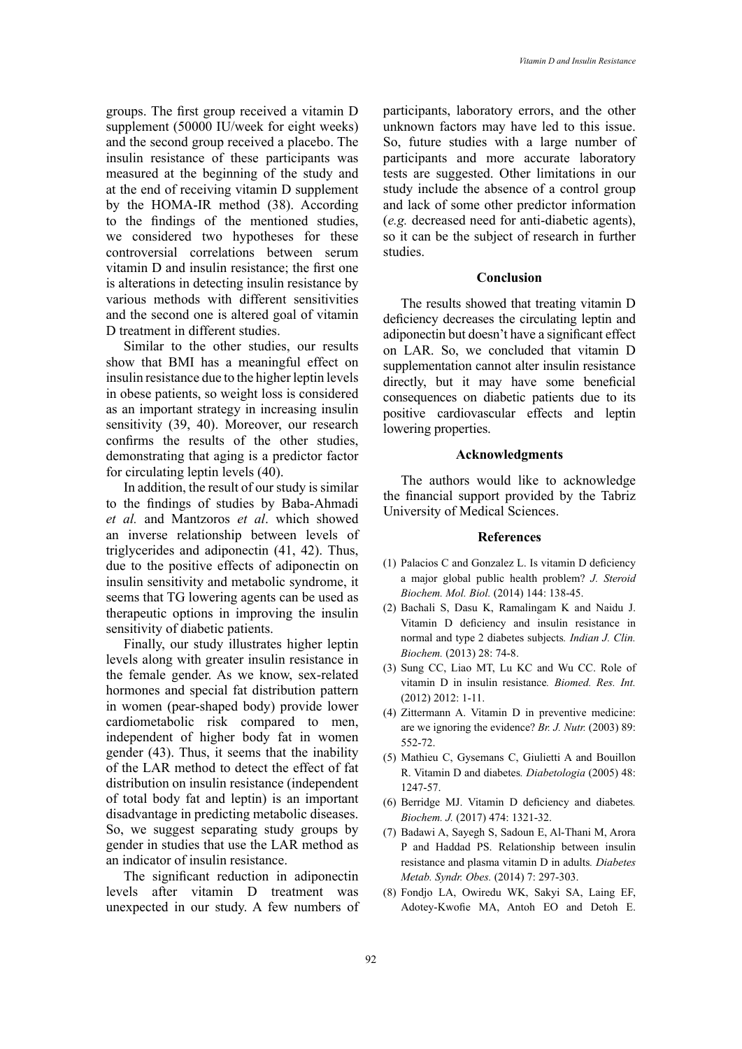groups. The first group received a vitamin D supplement (50000 IU/week for eight weeks) and the second group received a placebo. The insulin resistance of these participants was measured at the beginning of the study and at the end of receiving vitamin D supplement by the HOMA-IR method (38). According to the findings of the mentioned studies, we considered two hypotheses for these controversial correlations between serum vitamin D and insulin resistance; the first one is alterations in detecting insulin resistance by various methods with different sensitivities and the second one is altered goal of vitamin D treatment in different studies.

Similar to the other studies, our results show that BMI has a meaningful effect on insulin resistance due to the higher leptin levels in obese patients, so weight loss is considered as an important strategy in increasing insulin sensitivity (39, 40). Moreover, our research confirms the results of the other studies, demonstrating that aging is a predictor factor for circulating leptin levels (40).

In addition, the result of our study is similar to the findings of studies by Baba-Ahmadi *et al.* and Mantzoros *et al*. which showed an inverse relationship between levels of triglycerides and adiponectin (41, 42). Thus, due to the positive effects of adiponectin on insulin sensitivity and metabolic syndrome, it seems that TG lowering agents can be used as therapeutic options in improving the insulin sensitivity of diabetic patients.

Finally, our study illustrates higher leptin levels along with greater insulin resistance in the female gender. As we know, sex-related hormones and special fat distribution pattern in women (pear-shaped body) provide lower cardiometabolic risk compared to men, independent of higher body fat in women gender (43). Thus, it seems that the inability of the LAR method to detect the effect of fat distribution on insulin resistance (independent of total body fat and leptin) is an important disadvantage in predicting metabolic diseases. So, we suggest separating study groups by gender in studies that use the LAR method as an indicator of insulin resistance.

The significant reduction in adiponectin levels after vitamin D treatment was unexpected in our study. A few numbers of participants, laboratory errors, and the other unknown factors may have led to this issue. So, future studies with a large number of participants and more accurate laboratory tests are suggested. Other limitations in our study include the absence of a control group and lack of some other predictor information (*e.g.* decreased need for anti-diabetic agents), so it can be the subject of research in further studies.

## Conclusion

The results showed that treating vitamin D deficiency decreases the circulating leptin and adiponectin but doesn't have a significant effect on LAR. So, we concluded that vitamin D supplementation cannot alter insulin resistance directly, but it may have some beneficial consequences on diabetic patients due to its positive cardiovascular effects and leptin lowering properties.

## Acknowledgments

The authors would like to acknowledge the financial support provided by the Tabriz University of Medical Sciences.

## References

(1) Palacios C and Gonzalez L. Is vitamin D deficiency a major global public health problem? *J. Steroid Biochem. Mol. Biol.* (2014) 144: 138-45.

(2) Bachali S, Dasu K, Ramalingam K and Naidu J. Vitamin D deficiency and insulin resistance in normal and type 2 diabetes subjects*. Indian J. Clin. Biochem.* (2013) 28: 74-8.

(3) Sung CC, Liao MT, Lu KC and Wu CC. Role of vitamin D in insulin resistance*. Biomed. Res. Int.* (2012) 2012: 1-11.

(4) Zittermann A. Vitamin D in preventive medicine: are we ignoring the evidence? *Br. J. Nutr.* (2003) 89: 552-72.

(5) Mathieu C, Gysemans C, Giulietti A and Bouillon R. Vitamin D and diabetes*. Diabetologia* (2005) 48: 1247-57.

(6) Berridge MJ. Vitamin D deficiency and diabetes*. Biochem. J.* (2017) 474: 1321-32.

(7) Badawi A, Sayegh S, Sadoun E, Al-Thani M, Arora P and Haddad PS. Relationship between insulin resistance and plasma vitamin D in adults*. Diabetes Metab. Syndr. Obes.* (2014) 7: 297-303.

(8) Fondjo LA, Owiredu WK, Sakyi SA, Laing EF, Adotey-Kwofie MA, Antoh EO and Detoh E.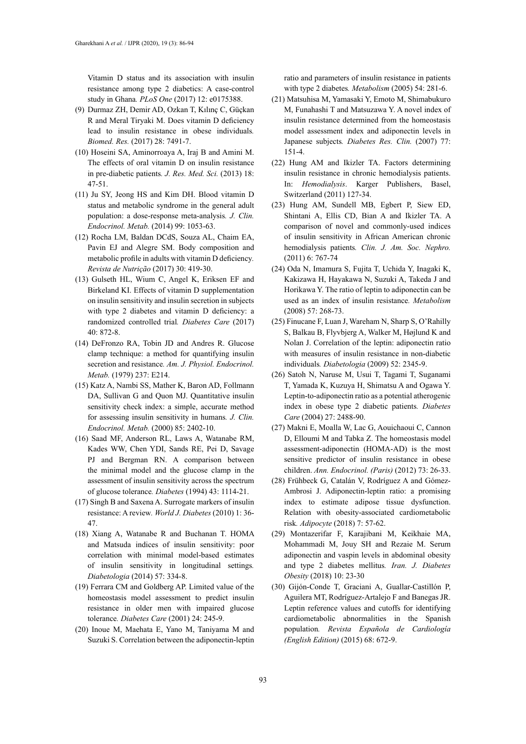Vitamin D status and its association with insulin resistance among type 2 diabetics: A case-control study in Ghana. *PLoS One* (2017) 12: e0175388.

(9) Durmaz ZH, Demir AD, Ozkan T, Kılınç C, Güçkan R and Meral Tiryaki M. Does vitamin D deficiency lead to insulin resistance in obese individuals. *Biomed. Res.* (2017) 28: 7491-7.

(10) Hoseini SA, Aminorroaya A, Iraj B and Amini M. The effects of oral vitamin D on insulin resistance in pre-diabetic patients. *J. Res. Med. Sci.* (2013) 18: 47-51.

(11) Ju SY, Jeong HS and Kim DH. Blood vitamin D status and metabolic syndrome in the general adult population: a dose-response meta-analysis. *J. Clin. Endocrinol. Metab.* (2014) 99: 1053-63.

(12) Rocha LM, Baldan DCdS, Souza AL, Chaim EA, Pavin EJ and Alegre SM. Body composition and metabolic profile in adults with vitamin D deficiency. *Revista de Nutrição* (2017) 30: 419-30.

(13) Gulseth HL, Wium C, Angel K, Eriksen EF and Birkeland KI. Effects of vitamin D supplementation on insulin sensitivity and insulin secretion in subjects with type 2 diabetes and vitamin D deficiency: a randomized controlled trial. *Diabetes Care* (2017) 40: 872-8.

(14) DeFronzo RA, Tobin JD and Andres R. Glucose clamp technique: a method for quantifying insulin secretion and resistance. *Am. J. Physiol. Endocrinol. Metab.* (1979) 237: E214.

(15) Katz A, Nambi SS, Mather K, Baron AD, Follmann DA, Sullivan G and Quon MJ. Quantitative insulin sensitivity check index: a simple, accurate method for assessing insulin sensitivity in humans. *J. Clin. Endocrinol. Metab.* (2000) 85: 2402-10.

(16) Saad MF, Anderson RL, Laws A, Watanabe RM, Kades WW, Chen YDI, Sands RE, Pei D, Savage PJ and Bergman RN. A comparison between the minimal model and the glucose clamp in the assessment of insulin sensitivity across the spectrum of glucose tolerance. *Diabetes* (1994) 43: 1114-21.

(17) Singh B and Saxena A. Surrogate markers of insulin resistance: A review. *World J. Diabetes* (2010) 1: 36-47.

(18) Xiang A, Watanabe R and Buchanan T. HOMA and Matsuda indices of insulin sensitivity: poor correlation with minimal model-based estimates of insulin sensitivity in longitudinal settings. *Diabetologia* (2014) 57: 334-8.

(19) Ferrara CM and Goldberg AP. Limited value of the homeostasis model assessment to predict insulin resistance in older men with impaired glucose tolerance. *Diabetes Care* (2001) 24: 245-9.

(20) Inoue M, Maehata E, Yano M, Taniyama M and Suzuki S. Correlation between the adiponectin-leptin ratio and parameters of insulin resistance in patients with type 2 diabetes. *Metabolism* (2005) 54: 281-6.

(21) Matsuhisa M, Yamasaki Y, Emoto M, Shimabukuro M, Funahashi T and Matsuzawa Y. A novel index of insulin resistance determined from the homeostasis model assessment index and adiponectin levels in Japanese subjects. *Diabetes Res. Clin.* (2007) 77: 151-4.

(22) Hung AM and Ikizler TA. Factors determining insulin resistance in chronic hemodialysis patients. In: *Hemodialysis*. Karger Publishers, Basel, Switzerland (2011) 127-34.

(23) Hung AM, Sundell MB, Egbert P, Siew ED, Shintani A, Ellis CD, Bian A and Ikizler TA. A comparison of novel and commonly-used indices of insulin sensitivity in African American chronic hemodialysis patients. *Clin. J. Am. Soc. Nephro.* (2011) 6: 767-74

(24) Oda N, Imamura S, Fujita T, Uchida Y, Inagaki K, Kakizawa H, Hayakawa N, Suzuki A, Takeda J and Horikawa Y. The ratio of leptin to adiponectin can be used as an index of insulin resistance. *Metabolism* (2008) 57: 268-73.

(25) Finucane F, Luan J, Wareham N, Sharp S, O'Rahilly S, Balkau B, Flyvbjerg A, Walker M, Højlund K and Nolan J. Correlation of the leptin: adiponectin ratio with measures of insulin resistance in non-diabetic individuals. *Diabetologia* (2009) 52: 2345-9.

(26) Satoh N, Naruse M, Usui T, Tagami T, Suganami T, Yamada K, Kuzuya H, Shimatsu A and Ogawa Y. Leptin-to-adiponectin ratio as a potential atherogenic index in obese type 2 diabetic patients. *Diabetes Care* (2004) 27: 2488-90.

(27) Makni E, Moalla W, Lac G, Aouichaoui C, Cannon D, Elloumi M and Tabka Z. The homeostasis model assessment-adiponectin (HOMA-AD) is the most sensitive predictor of insulin resistance in obese children. *Ann. Endocrinol. (Paris)* (2012) 73: 26-33.

(28) Frühbeck G, Catalán V, Rodríguez A and Gómez-Ambrosi J. Adiponectin-leptin ratio: a promising index to estimate adipose tissue dysfunction. Relation with obesity-associated cardiometabolic risk. *Adipocyte* (2018) 7: 57-62.

(29) Montazerifar F, Karajibani M, Keikhaie MA, Mohammadi M, Jouy SH and Rezaie M. Serum adiponectin and vaspin levels in abdominal obesity and type 2 diabetes mellitus. *Iran. J. Diabetes Obesity* (2018) 10: 23-30

(30) Gijón-Conde T, Graciani A, Guallar-Castillón P, Aguilera MT, Rodríguez-Artalejo F and Banegas JR. Leptin reference values and cutoffs for identifying cardiometabolic abnormalities in the Spanish population. *Revista Española de Cardiología (English Edition)* (2015) 68: 672-9.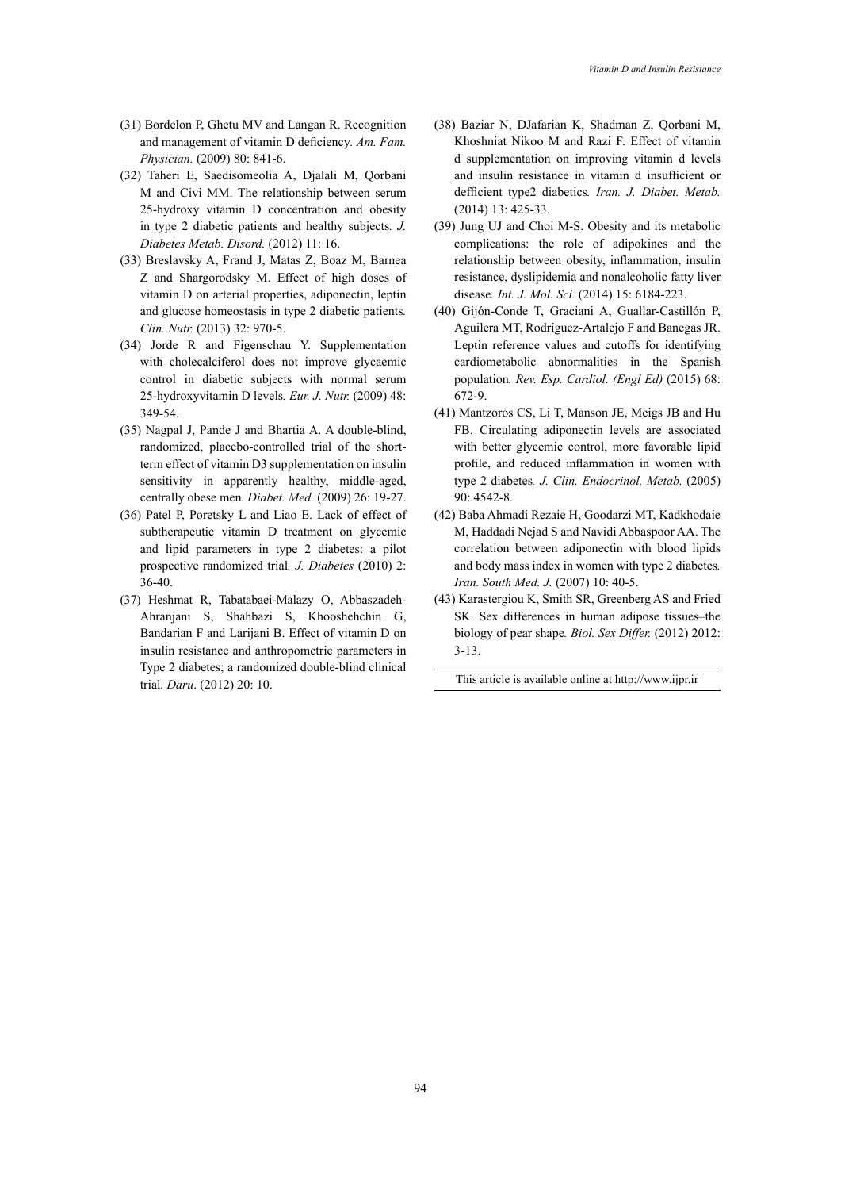(31) Bordelon P, Ghetu MV and Langan R. Recognition and management of vitamin D deficiency. *Am. Fam. Physician*. (2009) 80: 841-6.

(32) Taheri E, Saedisomeolia A, Djalali M, Qorbani M and Civi MM. The relationship between serum 25-hydroxy vitamin D concentration and obesity in type 2 diabetic patients and healthy subjects. *J. Diabetes Metab. Disord.* (2012) 11: 16.

(33) Breslavsky A, Frand J, Matas Z, Boaz M, Barnea Z and Shargorodsky M. Effect of high doses of vitamin D on arterial properties, adiponectin, leptin and glucose homeostasis in type 2 diabetic patients. *Clin. Nutr.* (2013) 32: 970-5.

(34) Jorde R and Figenschau Y. Supplementation with cholecalciferol does not improve glycaemic control in diabetic subjects with normal serum 25-hydroxyvitamin D levels. *Eur. J. Nutr.* (2009) 48: 349-54.

(35) Nagpal J, Pande J and Bhartia A. A double-blind, randomized, placebo-controlled trial of the short-term effect of vitamin D3 supplementation on insulin sensitivity in apparently healthy, middle-aged, centrally obese men. *Diabet. Med.* (2009) 26: 19-27.

(36) Patel P, Poretsky L and Liao E. Lack of effect of subtherapeutic vitamin D treatment on glycemic and lipid parameters in type 2 diabetes: a pilot prospective randomized trial. *J. Diabetes* (2010) 2: 36-40.

(37) Heshmat R, Tabatabaei-Malazy O, Abbaszadeh-Ahranjani S, Shahbazi S, Khooshehchin G, Bandarian F and Larijani B. Effect of vitamin D on insulin resistance and anthropometric parameters in Type 2 diabetes; a randomized double-blind clinical trial. *Daru*. (2012) 20: 10.

(38) Baziar N, DJafarian K, Shadman Z, Qorbani M, Khoshniat Nikoo M and Razi F. Effect of vitamin d supplementation on improving vitamin d levels and insulin resistance in vitamin d insufficient or defficient type2 diabetics. *Iran. J. Diabet. Metab.* (2014) 13: 425-33.

(39) Jung UJ and Choi M-S. Obesity and its metabolic complications: the role of adipokines and the relationship between obesity, inflammation, insulin resistance, dyslipidemia and nonalcoholic fatty liver disease. *Int. J. Mol. Sci.* (2014) 15: 6184-223.

(40) Gijón-Conde T, Graciani A, Guallar-Castillón P, Aguilera MT, Rodríguez-Artalejo F and Banegas JR. Leptin reference values and cutoffs for identifying cardiometabolic abnormalities in the Spanish population. *Rev. Esp. Cardiol. (Engl Ed)* (2015) 68: 672-9.

(41) Mantzoros CS, Li T, Manson JE, Meigs JB and Hu FB. Circulating adiponectin levels are associated with better glycemic control, more favorable lipid profile, and reduced inflammation in women with type 2 diabetes. *J. Clin. Endocrinol. Metab.* (2005) 90: 4542-8.

(42) Baba Ahmadi Rezaie H, Goodarzi MT, Kadkhodaie M, Haddadi Nejad S and Navidi Abbaspoor AA. The correlation between adiponectin with blood lipids and body mass index in women with type 2 diabetes. *Iran. South Med. J.* (2007) 10: 40-5.

(43) Karastergiou K, Smith SR, Greenberg AS and Fried SK. Sex differences in human adipose tissues–the biology of pear shape. *Biol. Sex Differ.* (2012) 2012: 3-13.

This article is available online at http://www.ijpr.ir